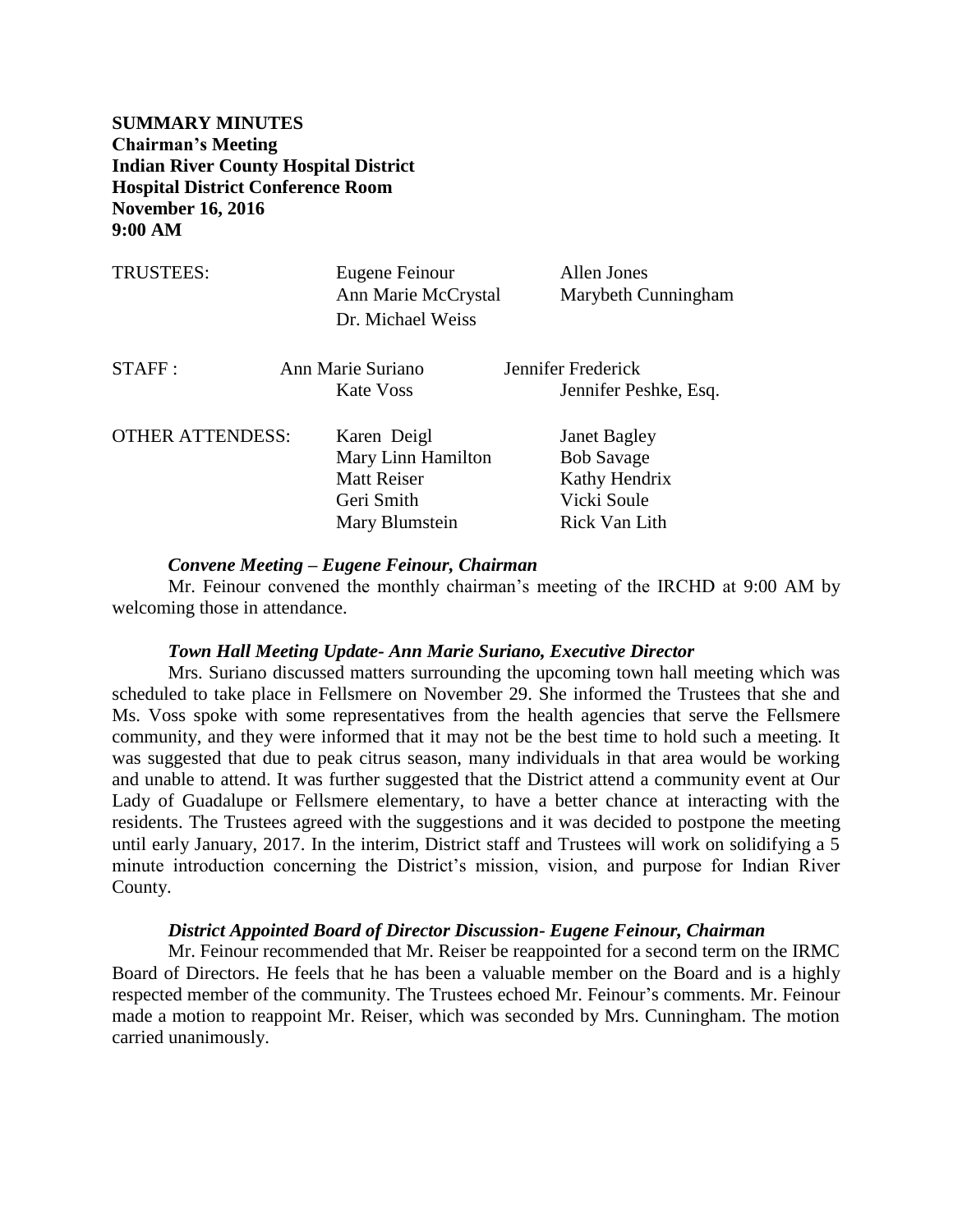**SUMMARY MINUTES**
**Chairman's Meeting**
**Indian River County Hospital District**
**Hospital District Conference Room**
**November 16, 2016**
**9:00 AM**

| | | |
|---|---|---|
| TRUSTEES: | Eugene Feinour | Allen Jones |
| | Ann Marie McCrystal | Marybeth Cunningham |
| | Dr. Michael Weiss | |
| STAFF : | Ann Marie Suriano | Jennifer Frederick |
| | Kate Voss | Jennifer Peshke, Esq. |
| OTHER ATTENDESS: | Karen Deigl | Janet Bagley |
| | Mary Linn Hamilton | Bob Savage |
| | Matt Reiser | Kathy Hendrix |
| | Geri Smith | Vicki Soule |
| | Mary Blumstein | Rick Van Lith |

***Convene Meeting – Eugene Feinour, Chairman***

Mr. Feinour convened the monthly chairman's meeting of the IRCHD at 9:00 AM by welcoming those in attendance.

***Town Hall Meeting Update- Ann Marie Suriano, Executive Director***

Mrs. Suriano discussed matters surrounding the upcoming town hall meeting which was scheduled to take place in Fellsmere on November 29. She informed the Trustees that she and Ms. Voss spoke with some representatives from the health agencies that serve the Fellsmere community, and they were informed that it may not be the best time to hold such a meeting. It was suggested that due to peak citrus season, many individuals in that area would be working and unable to attend. It was further suggested that the District attend a community event at Our Lady of Guadalupe or Fellsmere elementary, to have a better chance at interacting with the residents. The Trustees agreed with the suggestions and it was decided to postpone the meeting until early January, 2017. In the interim, District staff and Trustees will work on solidifying a 5 minute introduction concerning the District's mission, vision, and purpose for Indian River County.

***District Appointed Board of Director Discussion- Eugene Feinour, Chairman***

Mr. Feinour recommended that Mr. Reiser be reappointed for a second term on the IRMC Board of Directors. He feels that he has been a valuable member on the Board and is a highly respected member of the community. The Trustees echoed Mr. Feinour's comments. Mr. Feinour made a motion to reappoint Mr. Reiser, which was seconded by Mrs. Cunningham. The motion carried unanimously.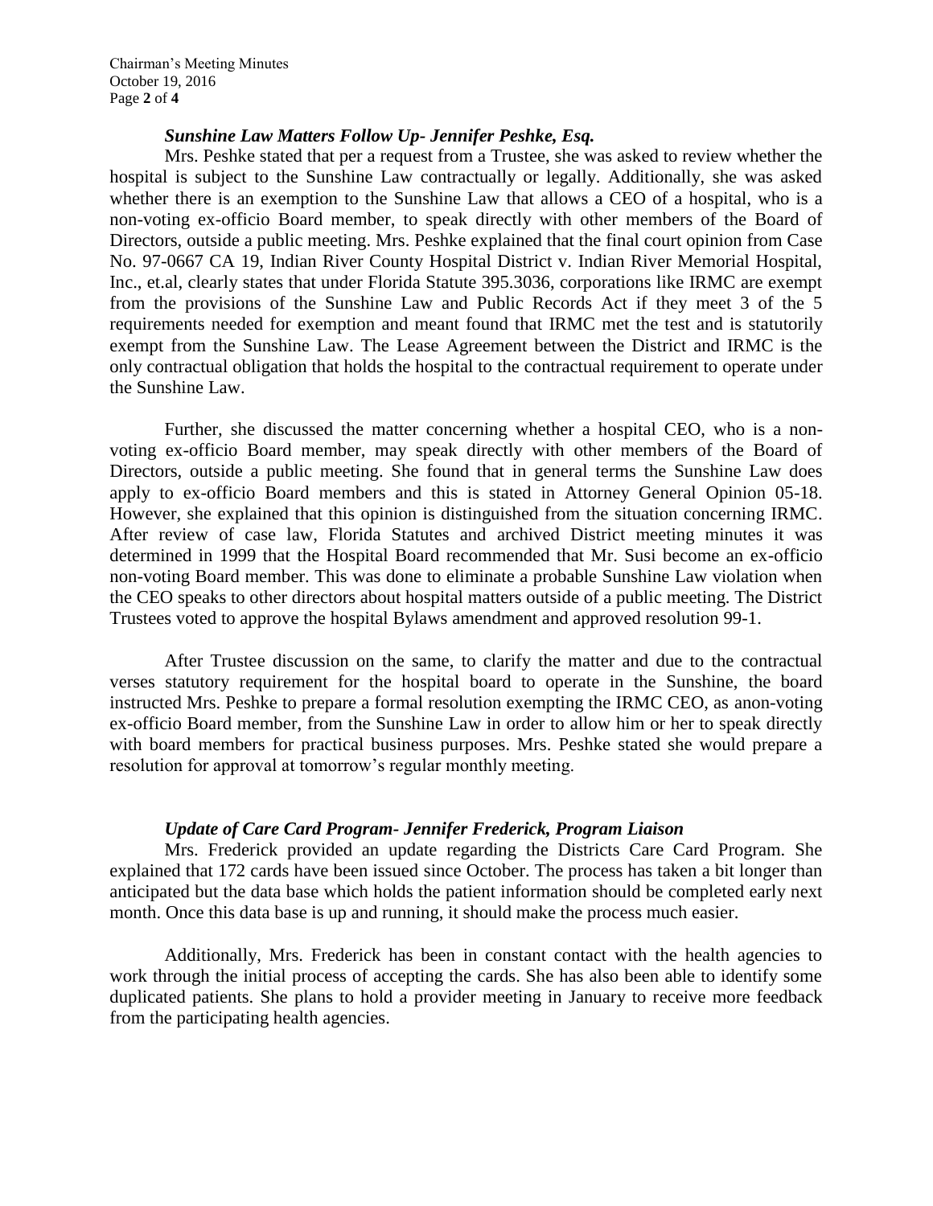### *Sunshine Law Matters Follow Up- Jennifer Peshke, Esq.*

Mrs. Peshke stated that per a request from a Trustee, she was asked to review whether the hospital is subject to the Sunshine Law contractually or legally. Additionally, she was asked whether there is an exemption to the Sunshine Law that allows a CEO of a hospital, who is a non-voting ex-officio Board member, to speak directly with other members of the Board of Directors, outside a public meeting. Mrs. Peshke explained that the final court opinion from Case No. 97-0667 CA 19, Indian River County Hospital District v. Indian River Memorial Hospital, Inc., et.al, clearly states that under Florida Statute 395.3036, corporations like IRMC are exempt from the provisions of the Sunshine Law and Public Records Act if they meet 3 of the 5 requirements needed for exemption and meant found that IRMC met the test and is statutorily exempt from the Sunshine Law. The Lease Agreement between the District and IRMC is the only contractual obligation that holds the hospital to the contractual requirement to operate under the Sunshine Law.

Further, she discussed the matter concerning whether a hospital CEO, who is a non-voting ex-officio Board member, may speak directly with other members of the Board of Directors, outside a public meeting. She found that in general terms the Sunshine Law does apply to ex-officio Board members and this is stated in Attorney General Opinion 05-18. However, she explained that this opinion is distinguished from the situation concerning IRMC. After review of case law, Florida Statutes and archived District meeting minutes it was determined in 1999 that the Hospital Board recommended that Mr. Susi become an ex-officio non-voting Board member. This was done to eliminate a probable Sunshine Law violation when the CEO speaks to other directors about hospital matters outside of a public meeting. The District Trustees voted to approve the hospital Bylaws amendment and approved resolution 99-1.

After Trustee discussion on the same, to clarify the matter and due to the contractual verses statutory requirement for the hospital board to operate in the Sunshine, the board instructed Mrs. Peshke to prepare a formal resolution exempting the IRMC CEO, as anon-voting ex-officio Board member, from the Sunshine Law in order to allow him or her to speak directly with board members for practical business purposes. Mrs. Peshke stated she would prepare a resolution for approval at tomorrow's regular monthly meeting.

### *Update of Care Card Program- Jennifer Frederick, Program Liaison*

Mrs. Frederick provided an update regarding the Districts Care Card Program. She explained that 172 cards have been issued since October. The process has taken a bit longer than anticipated but the data base which holds the patient information should be completed early next month. Once this data base is up and running, it should make the process much easier.

Additionally, Mrs. Frederick has been in constant contact with the health agencies to work through the initial process of accepting the cards. She has also been able to identify some duplicated patients. She plans to hold a provider meeting in January to receive more feedback from the participating health agencies.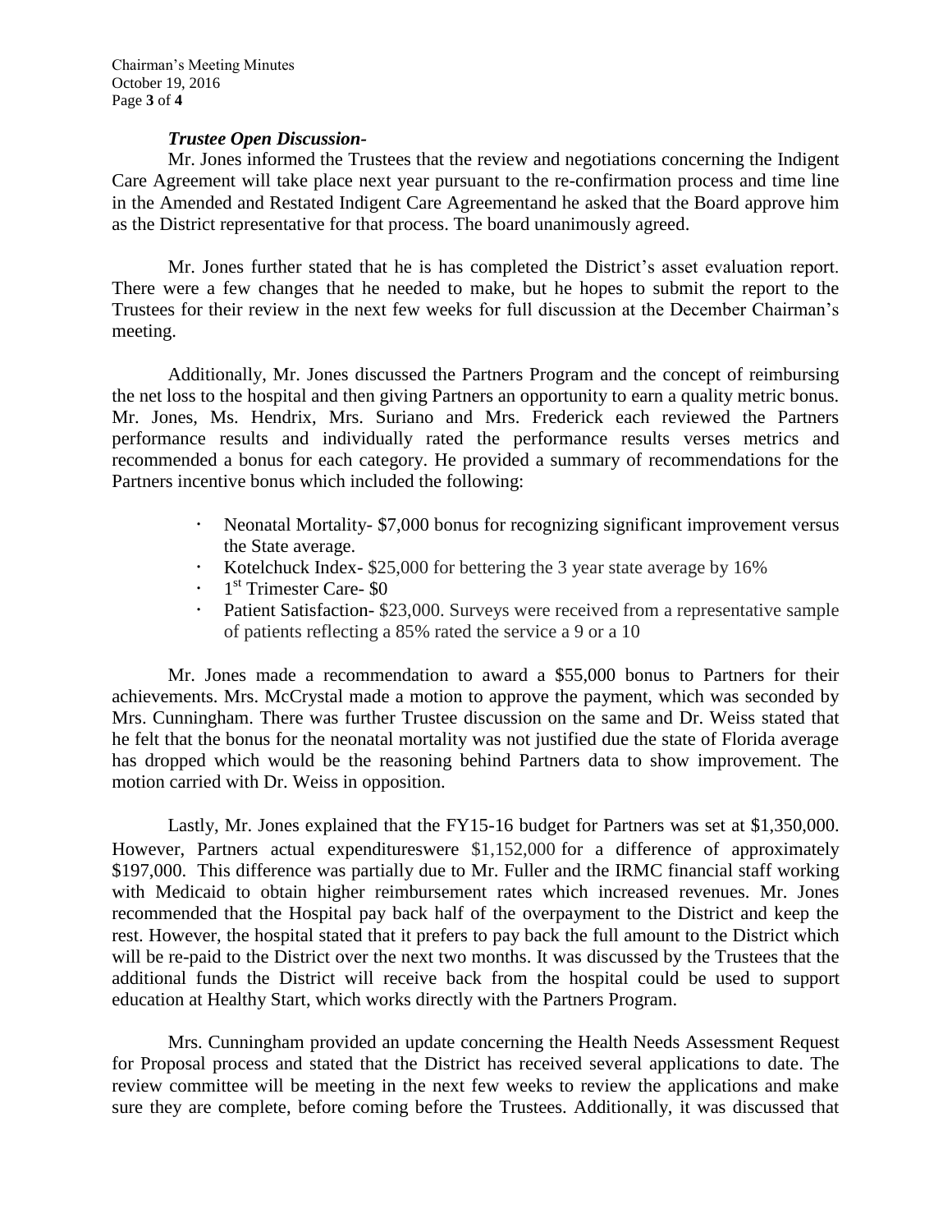***Trustee Open Discussion-***

Mr. Jones informed the Trustees that the review and negotiations concerning the Indigent Care Agreement will take place next year pursuant to the re-confirmation process and time line in the Amended and Restated Indigent Care Agreementand he asked that the Board approve him as the District representative for that process. The board unanimously agreed.

Mr. Jones further stated that he is has completed the District's asset evaluation report. There were a few changes that he needed to make, but he hopes to submit the report to the Trustees for their review in the next few weeks for full discussion at the December Chairman's meeting.

Additionally, Mr. Jones discussed the Partners Program and the concept of reimbursing the net loss to the hospital and then giving Partners an opportunity to earn a quality metric bonus. Mr. Jones, Ms. Hendrix, Mrs. Suriano and Mrs. Frederick each reviewed the Partners performance results and individually rated the performance results verses metrics and recommended a bonus for each category. He provided a summary of recommendations for the Partners incentive bonus which included the following:

- Neonatal Mortality- $7,000 bonus for recognizing significant improvement versus the State average.
- Kotelchuck Index- $25,000 for bettering the 3 year state average by 16%
- 1st Trimester Care- $0
- Patient Satisfaction- $23,000. Surveys were received from a representative sample of patients reflecting a 85% rated the service a 9 or a 10

Mr. Jones made a recommendation to award a $55,000 bonus to Partners for their achievements. Mrs. McCrystal made a motion to approve the payment, which was seconded by Mrs. Cunningham. There was further Trustee discussion on the same and Dr. Weiss stated that he felt that the bonus for the neonatal mortality was not justified due the state of Florida average has dropped which would be the reasoning behind Partners data to show improvement. The motion carried with Dr. Weiss in opposition.

Lastly, Mr. Jones explained that the FY15-16 budget for Partners was set at $1,350,000. However, Partners actual expenditureswere $1,152,000 for a difference of approximately $197,000. This difference was partially due to Mr. Fuller and the IRMC financial staff working with Medicaid to obtain higher reimbursement rates which increased revenues. Mr. Jones recommended that the Hospital pay back half of the overpayment to the District and keep the rest. However, the hospital stated that it prefers to pay back the full amount to the District which will be re-paid to the District over the next two months. It was discussed by the Trustees that the additional funds the District will receive back from the hospital could be used to support education at Healthy Start, which works directly with the Partners Program.

Mrs. Cunningham provided an update concerning the Health Needs Assessment Request for Proposal process and stated that the District has received several applications to date. The review committee will be meeting in the next few weeks to review the applications and make sure they are complete, before coming before the Trustees. Additionally, it was discussed that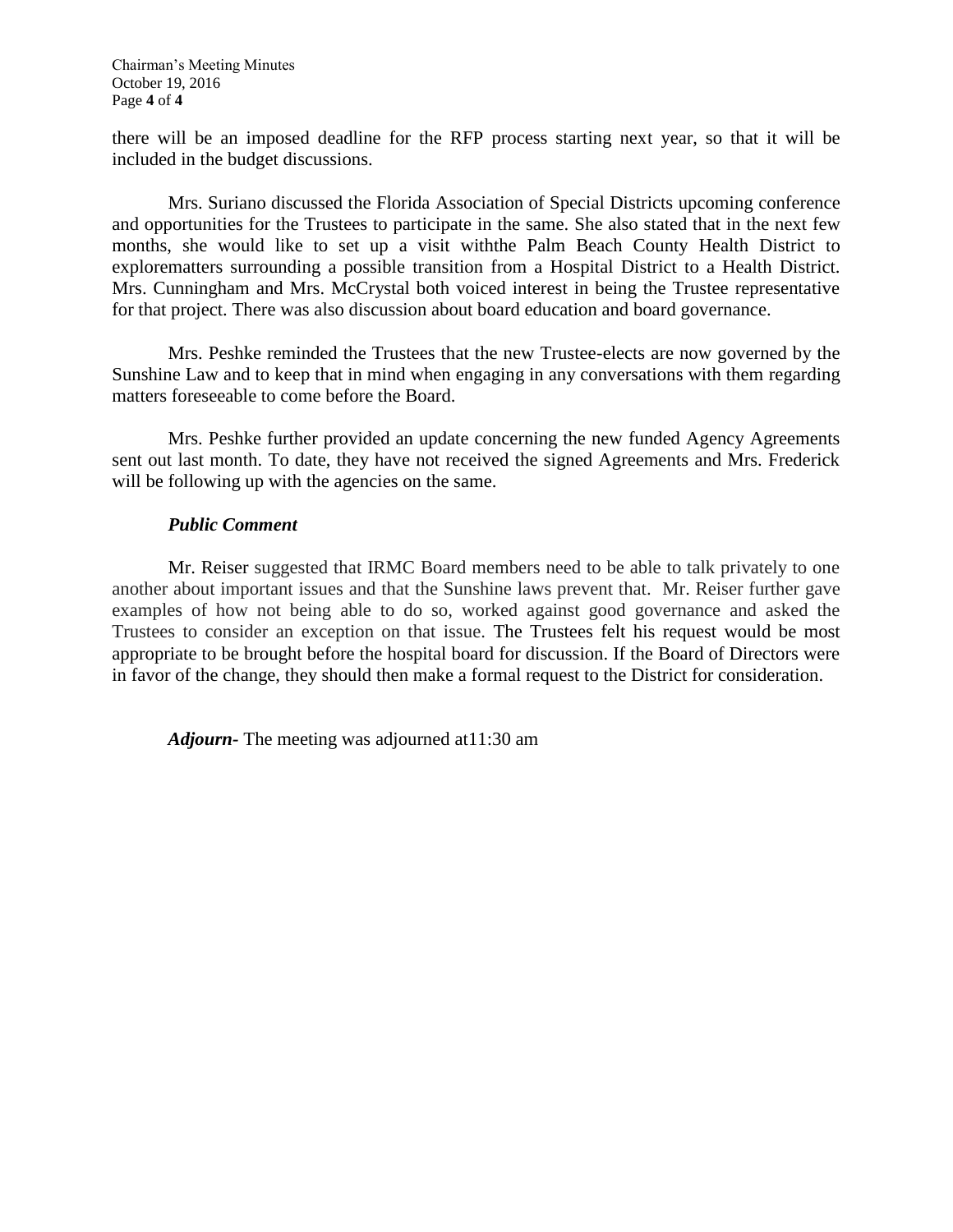there will be an imposed deadline for the RFP process starting next year, so that it will be included in the budget discussions.

Mrs. Suriano discussed the Florida Association of Special Districts upcoming conference and opportunities for the Trustees to participate in the same. She also stated that in the next few months, she would like to set up a visit withthe Palm Beach County Health District to explorematters surrounding a possible transition from a Hospital District to a Health District. Mrs. Cunningham and Mrs. McCrystal both voiced interest in being the Trustee representative for that project. There was also discussion about board education and board governance.

Mrs. Peshke reminded the Trustees that the new Trustee-elects are now governed by the Sunshine Law and to keep that in mind when engaging in any conversations with them regarding matters foreseeable to come before the Board.

Mrs. Peshke further provided an update concerning the new funded Agency Agreements sent out last month. To date, they have not received the signed Agreements and Mrs. Frederick will be following up with the agencies on the same.

***Public Comment***

Mr. Reiser suggested that IRMC Board members need to be able to talk privately to one another about important issues and that the Sunshine laws prevent that. Mr. Reiser further gave examples of how not being able to do so, worked against good governance and asked the Trustees to consider an exception on that issue. The Trustees felt his request would be most appropriate to be brought before the hospital board for discussion. If the Board of Directors were in favor of the change, they should then make a formal request to the District for consideration.

***Adjourn-*** The meeting was adjourned at11:30 am